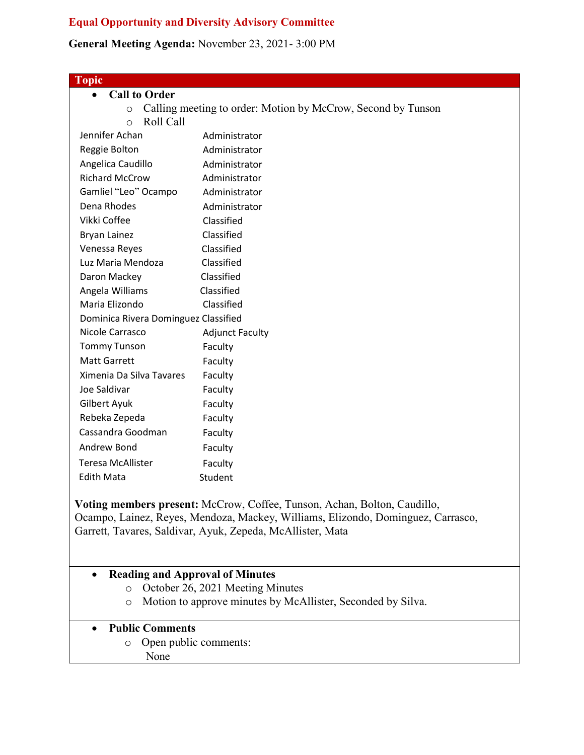# Equal Opportunity and Diversity Advisory Committee

**General Meeting Agenda:** November 23, 2021- 3:00 PM

| Topic |
| --- |
| • **Call to Order**<br>  ○ Calling meeting to order: Motion by McCrow, Second by Tunson<br>  ○ Roll Call |

| | |
| --- | --- |
| Jennifer Achan | Administrator |
| Reggie Bolton | Administrator |
| Angelica Caudillo | Administrator |
| Richard McCrow | Administrator |
| Gamliel "Leo" Ocampo | Administrator |
| Dena Rhodes | Administrator |
| Vikki Coffee | Classified |
| Bryan Lainez | Classified |
| Venessa Reyes | Classified |
| Luz Maria Mendoza | Classified |
| Daron Mackey | Classified |
| Angela Williams | Classified |
| Maria Elizondo | Classified |
| Dominica Rivera Dominguez | Classified |
| Nicole Carrasco | Adjunct Faculty |
| Tommy Tunson | Faculty |
| Matt Garrett | Faculty |
| Ximenia Da Silva Tavares | Faculty |
| Joe Saldivar | Faculty |
| Gilbert Ayuk | Faculty |
| Rebeka Zepeda | Faculty |
| Cassandra Goodman | Faculty |
| Andrew Bond | Faculty |
| Teresa McAllister | Faculty |
| Edith Mata | Student |

**Voting members present:** McCrow, Coffee, Tunson, Achan, Bolton, Caudillo, Ocampo, Lainez, Reyes, Mendoza, Mackey, Williams, Elizondo, Dominguez, Carrasco, Garrett, Tavares, Saldivar, Ayuk, Zepeda, McAllister, Mata

- **Reading and Approval of Minutes**
  - October 26, 2021 Meeting Minutes
  - Motion to approve minutes by McAllister, Seconded by Silva.

- **Public Comments**
  - Open public comments:
    None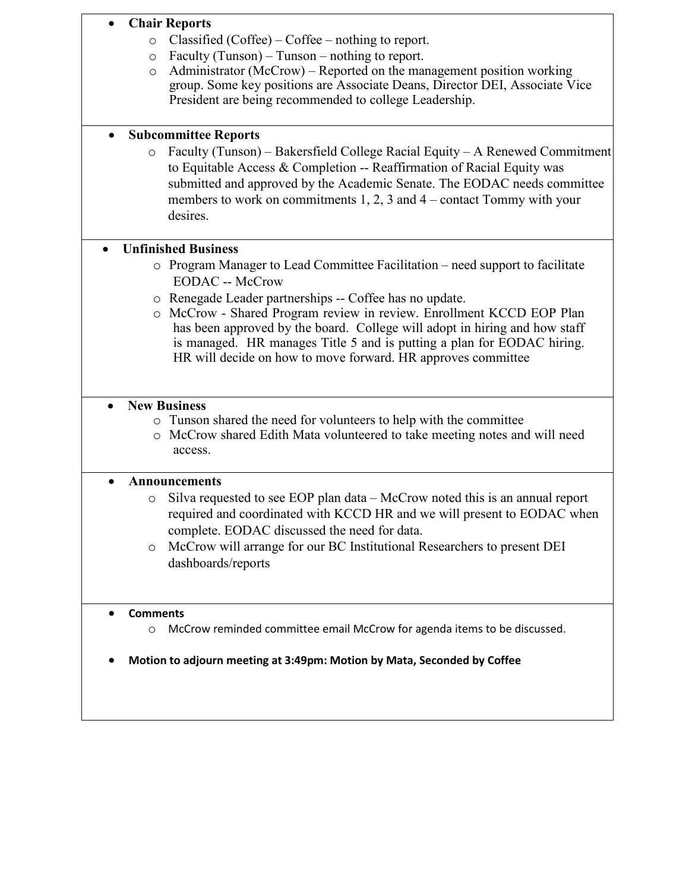- **Chair Reports**
  - Classified (Coffee) – Coffee – nothing to report.
  - Faculty (Tunson) – Tunson – nothing to report.
  - Administrator (McCrow) – Reported on the management position working group. Some key positions are Associate Deans, Director DEI, Associate Vice President are being recommended to college Leadership.

- **Subcommittee Reports**
  - Faculty (Tunson) – Bakersfield College Racial Equity – A Renewed Commitment to Equitable Access & Completion -- Reaffirmation of Racial Equity was submitted and approved by the Academic Senate. The EODAC needs committee members to work on commitments 1, 2, 3 and 4 – contact Tommy with your desires.

- **Unfinished Business**
  - Program Manager to Lead Committee Facilitation – need support to facilitate EODAC -- McCrow
  - Renegade Leader partnerships -- Coffee has no update.
  - McCrow - Shared Program review in review. Enrollment KCCD EOP Plan has been approved by the board. College will adopt in hiring and how staff is managed. HR manages Title 5 and is putting a plan for EODAC hiring. HR will decide on how to move forward. HR approves committee

- **New Business**
  - Tunson shared the need for volunteers to help with the committee
  - McCrow shared Edith Mata volunteered to take meeting notes and will need access.

- **Announcements**
  - Silva requested to see EOP plan data – McCrow noted this is an annual report required and coordinated with KCCD HR and we will present to EODAC when complete. EODAC discussed the need for data.
  - McCrow will arrange for our BC Institutional Researchers to present DEI dashboards/reports

- **Comments**
  - McCrow reminded committee email McCrow for agenda items to be discussed.

- **Motion to adjourn meeting at 3:49pm: Motion by Mata, Seconded by Coffee**